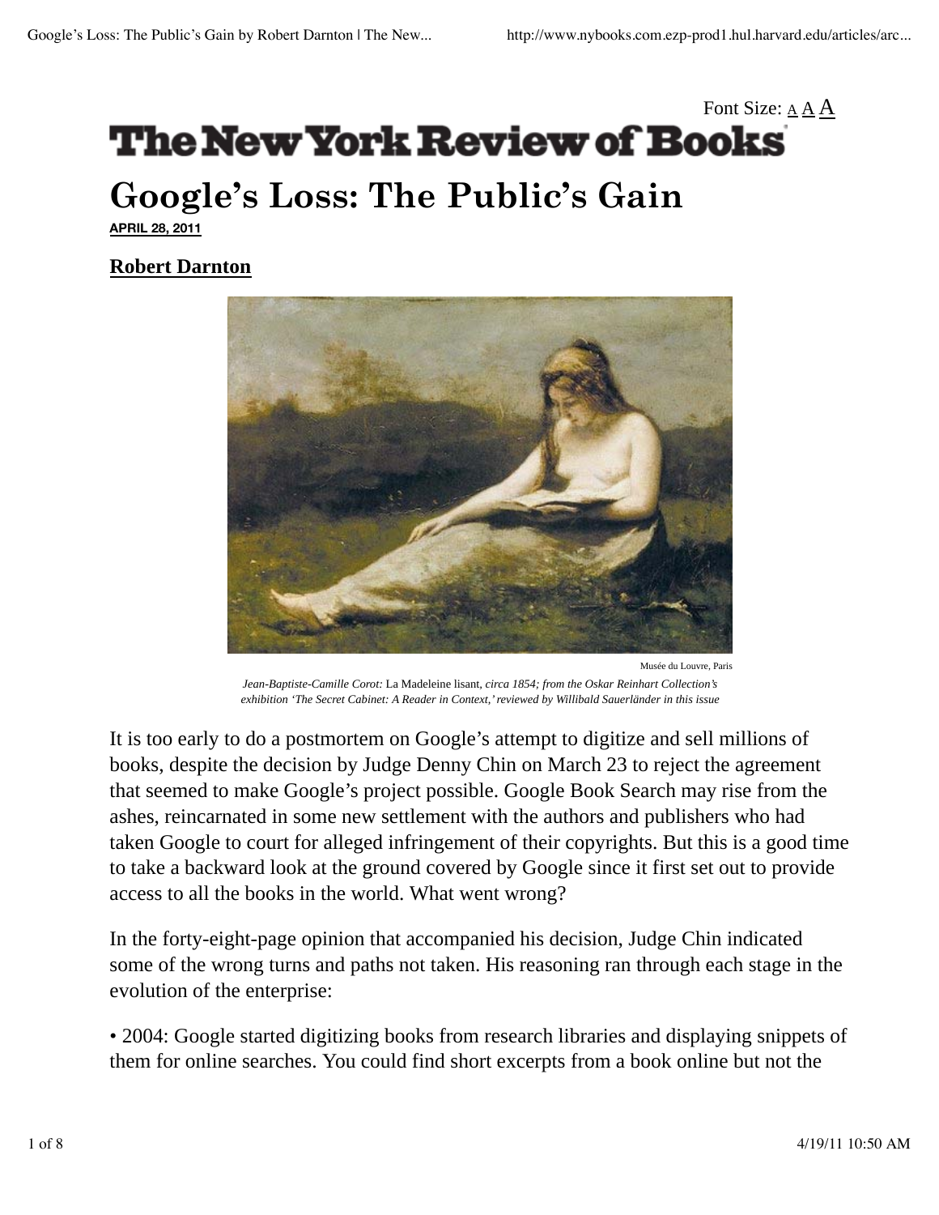Font Size: A A A

# The New York Review of Books

# Google's Loss: The Public's Gain

**APRIL 28, 2011**

**Robert Darnton**

Musée du Louvre, Paris

*Jean-Baptiste-Camille Corot:* La Madeleine lisant, *circa 1854; from the Oskar Reinhart Collection's exhibition 'The Secret Cabinet: A Reader in Context,' reviewed by Willibald Sauerländer in this issue*

It is too early to do a postmortem on Google's attempt to digitize and sell millions of books, despite the decision by Judge Denny Chin on March 23 to reject the agreement that seemed to make Google's project possible. Google Book Search may rise from the ashes, reincarnated in some new settlement with the authors and publishers who had taken Google to court for alleged infringement of their copyrights. But this is a good time to take a backward look at the ground covered by Google since it first set out to provide access to all the books in the world. What went wrong?

In the forty-eight-page opinion that accompanied his decision, Judge Chin indicated some of the wrong turns and paths not taken. His reasoning ran through each stage in the evolution of the enterprise:

- 2004: Google started digitizing books from research libraries and displaying snippets of them for online searches. You could find short excerpts from a book online but not the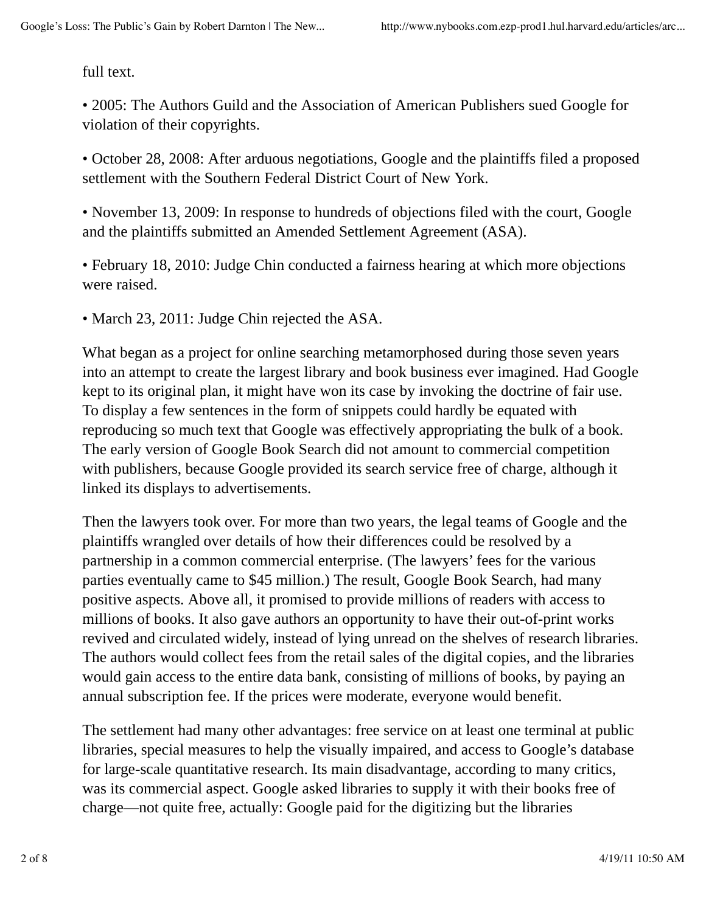full text.

- 2005: The Authors Guild and the Association of American Publishers sued Google for violation of their copyrights.

- October 28, 2008: After arduous negotiations, Google and the plaintiffs filed a proposed settlement with the Southern Federal District Court of New York.

- November 13, 2009: In response to hundreds of objections filed with the court, Google and the plaintiffs submitted an Amended Settlement Agreement (ASA).

- February 18, 2010: Judge Chin conducted a fairness hearing at which more objections were raised.

- March 23, 2011: Judge Chin rejected the ASA.

What began as a project for online searching metamorphosed during those seven years into an attempt to create the largest library and book business ever imagined. Had Google kept to its original plan, it might have won its case by invoking the doctrine of fair use. To display a few sentences in the form of snippets could hardly be equated with reproducing so much text that Google was effectively appropriating the bulk of a book. The early version of Google Book Search did not amount to commercial competition with publishers, because Google provided its search service free of charge, although it linked its displays to advertisements.

Then the lawyers took over. For more than two years, the legal teams of Google and the plaintiffs wrangled over details of how their differences could be resolved by a partnership in a common commercial enterprise. (The lawyers' fees for the various parties eventually came to $45 million.) The result, Google Book Search, had many positive aspects. Above all, it promised to provide millions of readers with access to millions of books. It also gave authors an opportunity to have their out-of-print works revived and circulated widely, instead of lying unread on the shelves of research libraries. The authors would collect fees from the retail sales of the digital copies, and the libraries would gain access to the entire data bank, consisting of millions of books, by paying an annual subscription fee. If the prices were moderate, everyone would benefit.

The settlement had many other advantages: free service on at least one terminal at public libraries, special measures to help the visually impaired, and access to Google's database for large-scale quantitative research. Its main disadvantage, according to many critics, was its commercial aspect. Google asked libraries to supply it with their books free of charge—not quite free, actually: Google paid for the digitizing but the libraries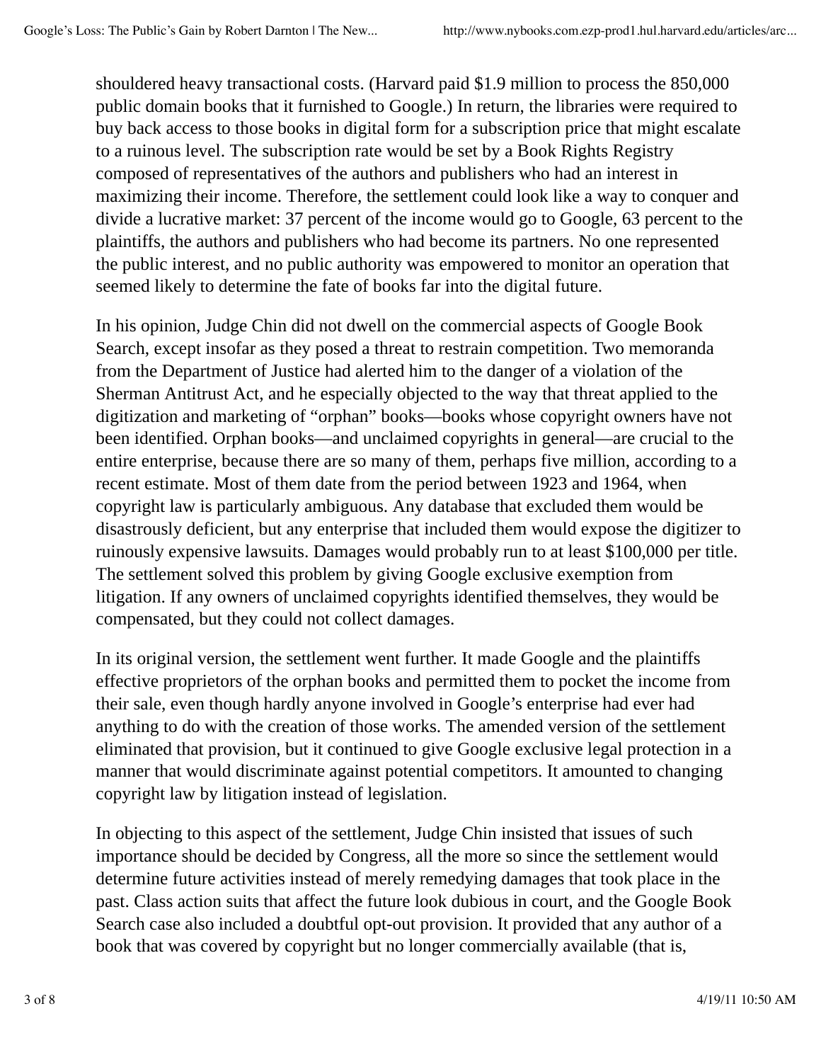shouldered heavy transactional costs. (Harvard paid $1.9 million to process the 850,000 public domain books that it furnished to Google.) In return, the libraries were required to buy back access to those books in digital form for a subscription price that might escalate to a ruinous level. The subscription rate would be set by a Book Rights Registry composed of representatives of the authors and publishers who had an interest in maximizing their income. Therefore, the settlement could look like a way to conquer and divide a lucrative market: 37 percent of the income would go to Google, 63 percent to the plaintiffs, the authors and publishers who had become its partners. No one represented the public interest, and no public authority was empowered to monitor an operation that seemed likely to determine the fate of books far into the digital future.

In his opinion, Judge Chin did not dwell on the commercial aspects of Google Book Search, except insofar as they posed a threat to restrain competition. Two memoranda from the Department of Justice had alerted him to the danger of a violation of the Sherman Antitrust Act, and he especially objected to the way that threat applied to the digitization and marketing of "orphan" books—books whose copyright owners have not been identified. Orphan books—and unclaimed copyrights in general—are crucial to the entire enterprise, because there are so many of them, perhaps five million, according to a recent estimate. Most of them date from the period between 1923 and 1964, when copyright law is particularly ambiguous. Any database that excluded them would be disastrously deficient, but any enterprise that included them would expose the digitizer to ruinously expensive lawsuits. Damages would probably run to at least $100,000 per title. The settlement solved this problem by giving Google exclusive exemption from litigation. If any owners of unclaimed copyrights identified themselves, they would be compensated, but they could not collect damages.

In its original version, the settlement went further. It made Google and the plaintiffs effective proprietors of the orphan books and permitted them to pocket the income from their sale, even though hardly anyone involved in Google's enterprise had ever had anything to do with the creation of those works. The amended version of the settlement eliminated that provision, but it continued to give Google exclusive legal protection in a manner that would discriminate against potential competitors. It amounted to changing copyright law by litigation instead of legislation.

In objecting to this aspect of the settlement, Judge Chin insisted that issues of such importance should be decided by Congress, all the more so since the settlement would determine future activities instead of merely remedying damages that took place in the past. Class action suits that affect the future look dubious in court, and the Google Book Search case also included a doubtful opt-out provision. It provided that any author of a book that was covered by copyright but no longer commercially available (that is,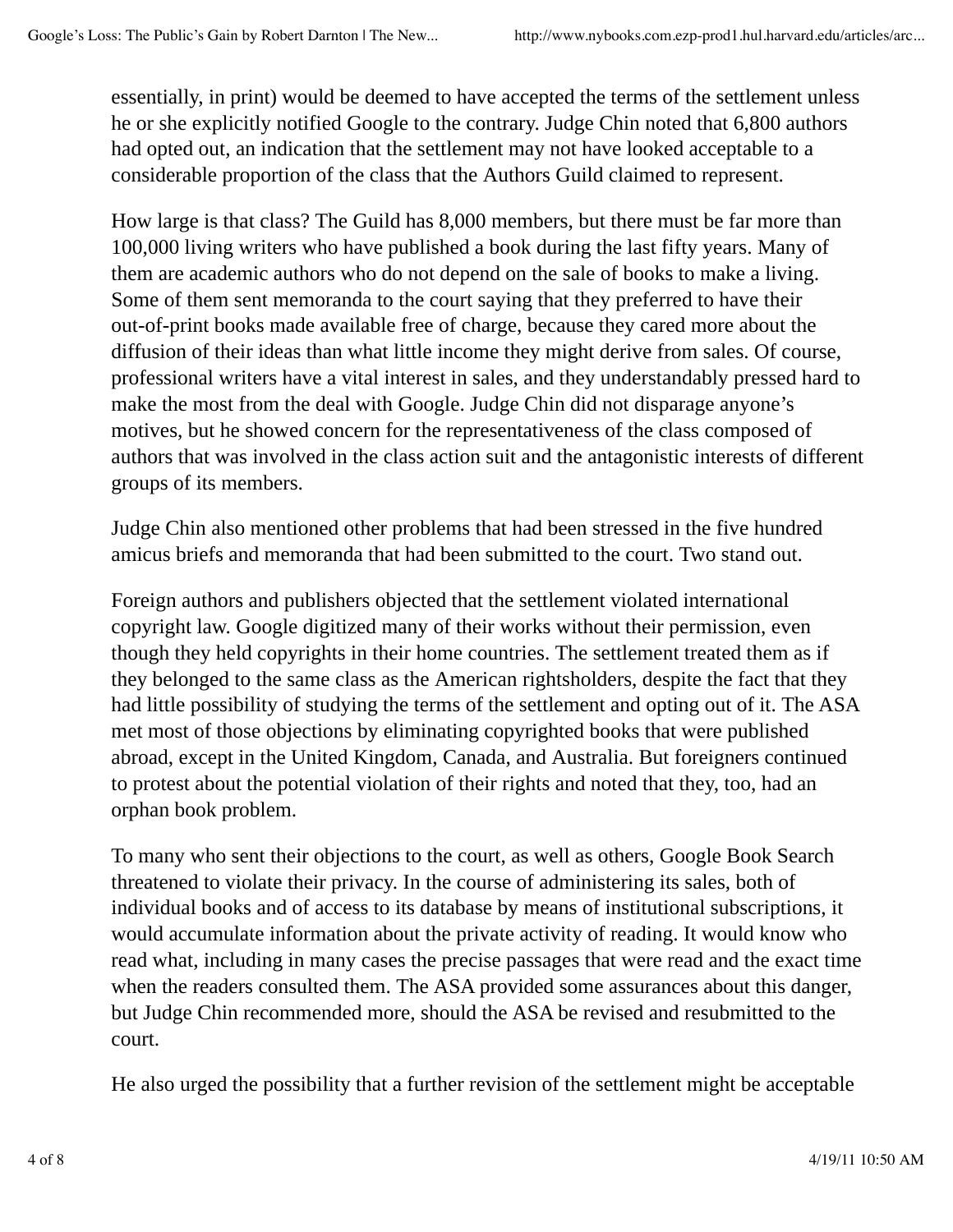essentially, in print) would be deemed to have accepted the terms of the settlement unless he or she explicitly notified Google to the contrary. Judge Chin noted that 6,800 authors had opted out, an indication that the settlement may not have looked acceptable to a considerable proportion of the class that the Authors Guild claimed to represent.

How large is that class? The Guild has 8,000 members, but there must be far more than 100,000 living writers who have published a book during the last fifty years. Many of them are academic authors who do not depend on the sale of books to make a living. Some of them sent memoranda to the court saying that they preferred to have their out-of-print books made available free of charge, because they cared more about the diffusion of their ideas than what little income they might derive from sales. Of course, professional writers have a vital interest in sales, and they understandably pressed hard to make the most from the deal with Google. Judge Chin did not disparage anyone's motives, but he showed concern for the representativeness of the class composed of authors that was involved in the class action suit and the antagonistic interests of different groups of its members.

Judge Chin also mentioned other problems that had been stressed in the five hundred amicus briefs and memoranda that had been submitted to the court. Two stand out.

Foreign authors and publishers objected that the settlement violated international copyright law. Google digitized many of their works without their permission, even though they held copyrights in their home countries. The settlement treated them as if they belonged to the same class as the American rightsholders, despite the fact that they had little possibility of studying the terms of the settlement and opting out of it. The ASA met most of those objections by eliminating copyrighted books that were published abroad, except in the United Kingdom, Canada, and Australia. But foreigners continued to protest about the potential violation of their rights and noted that they, too, had an orphan book problem.

To many who sent their objections to the court, as well as others, Google Book Search threatened to violate their privacy. In the course of administering its sales, both of individual books and of access to its database by means of institutional subscriptions, it would accumulate information about the private activity of reading. It would know who read what, including in many cases the precise passages that were read and the exact time when the readers consulted them. The ASA provided some assurances about this danger, but Judge Chin recommended more, should the ASA be revised and resubmitted to the court.

He also urged the possibility that a further revision of the settlement might be acceptable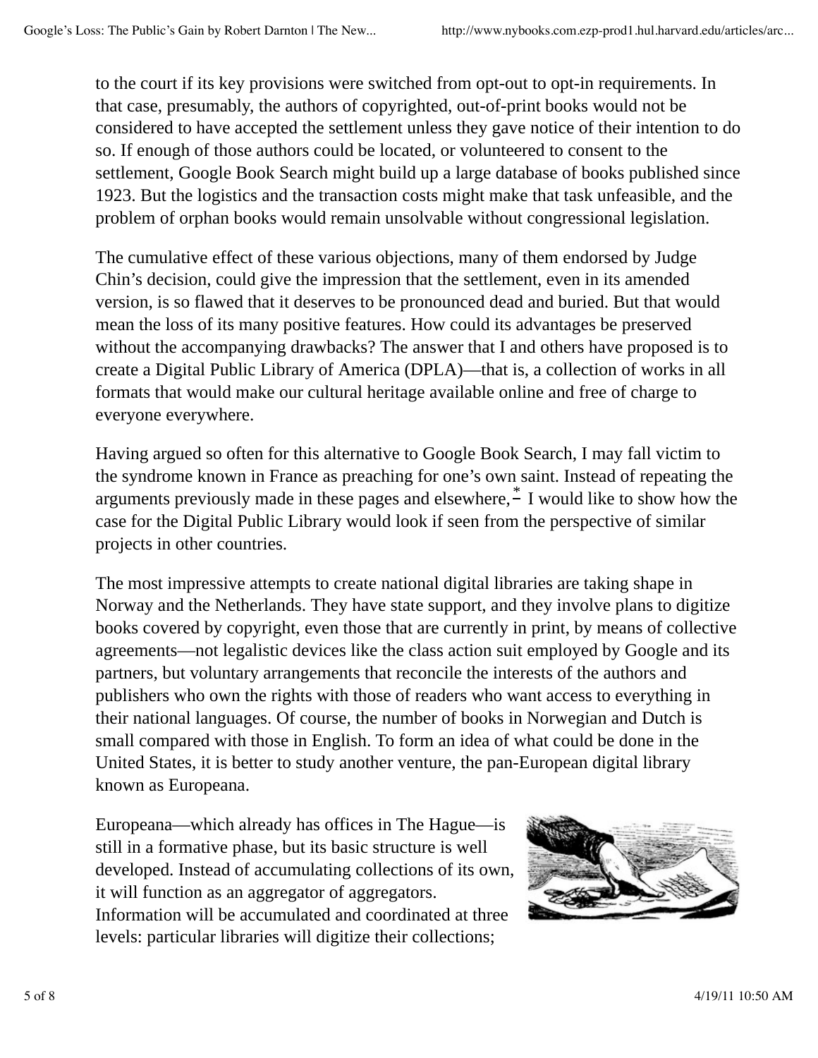to the court if its key provisions were switched from opt-out to opt-in requirements. In that case, presumably, the authors of copyrighted, out-of-print books would not be considered to have accepted the settlement unless they gave notice of their intention to do so. If enough of those authors could be located, or volunteered to consent to the settlement, Google Book Search might build up a large database of books published since 1923. But the logistics and the transaction costs might make that task unfeasible, and the problem of orphan books would remain unsolvable without congressional legislation.

The cumulative effect of these various objections, many of them endorsed by Judge Chin's decision, could give the impression that the settlement, even in its amended version, is so flawed that it deserves to be pronounced dead and buried. But that would mean the loss of its many positive features. How could its advantages be preserved without the accompanying drawbacks? The answer that I and others have proposed is to create a Digital Public Library of America (DPLA)—that is, a collection of works in all formats that would make our cultural heritage available online and free of charge to everyone everywhere.

Having argued so often for this alternative to Google Book Search, I may fall victim to the syndrome known in France as preaching for one's own saint. Instead of repeating the arguments previously made in these pages and elsewhere,[*] I would like to show how the case for the Digital Public Library would look if seen from the perspective of similar projects in other countries.

The most impressive attempts to create national digital libraries are taking shape in Norway and the Netherlands. They have state support, and they involve plans to digitize books covered by copyright, even those that are currently in print, by means of collective agreements—not legalistic devices like the class action suit employed by Google and its partners, but voluntary arrangements that reconcile the interests of the authors and publishers who own the rights with those of readers who want access to everything in their national languages. Of course, the number of books in Norwegian and Dutch is small compared with those in English. To form an idea of what could be done in the United States, it is better to study another venture, the pan-European digital library known as Europeana.

Europeana—which already has offices in The Hague—is still in a formative phase, but its basic structure is well developed. Instead of accumulating collections of its own, it will function as an aggregator of aggregators. Information will be accumulated and coordinated at three levels: particular libraries will digitize their collections;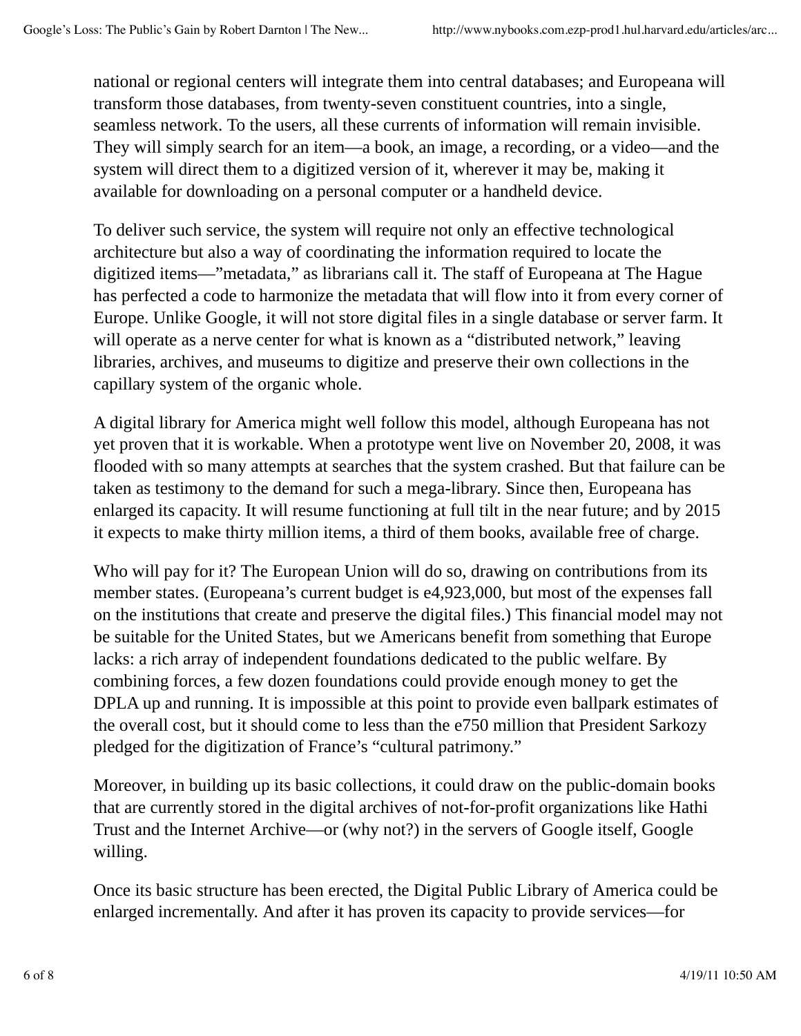national or regional centers will integrate them into central databases; and Europeana will transform those databases, from twenty-seven constituent countries, into a single, seamless network. To the users, all these currents of information will remain invisible. They will simply search for an item—a book, an image, a recording, or a video—and the system will direct them to a digitized version of it, wherever it may be, making it available for downloading on a personal computer or a handheld device.

To deliver such service, the system will require not only an effective technological architecture but also a way of coordinating the information required to locate the digitized items—"metadata," as librarians call it. The staff of Europeana at The Hague has perfected a code to harmonize the metadata that will flow into it from every corner of Europe. Unlike Google, it will not store digital files in a single database or server farm. It will operate as a nerve center for what is known as a "distributed network," leaving libraries, archives, and museums to digitize and preserve their own collections in the capillary system of the organic whole.

A digital library for America might well follow this model, although Europeana has not yet proven that it is workable. When a prototype went live on November 20, 2008, it was flooded with so many attempts at searches that the system crashed. But that failure can be taken as testimony to the demand for such a mega-library. Since then, Europeana has enlarged its capacity. It will resume functioning at full tilt in the near future; and by 2015 it expects to make thirty million items, a third of them books, available free of charge.

Who will pay for it? The European Union will do so, drawing on contributions from its member states. (Europeana's current budget is e4,923,000, but most of the expenses fall on the institutions that create and preserve the digital files.) This financial model may not be suitable for the United States, but we Americans benefit from something that Europe lacks: a rich array of independent foundations dedicated to the public welfare. By combining forces, a few dozen foundations could provide enough money to get the DPLA up and running. It is impossible at this point to provide even ballpark estimates of the overall cost, but it should come to less than the e750 million that President Sarkozy pledged for the digitization of France's "cultural patrimony."

Moreover, in building up its basic collections, it could draw on the public-domain books that are currently stored in the digital archives of not-for-profit organizations like Hathi Trust and the Internet Archive—or (why not?) in the servers of Google itself, Google willing.

Once its basic structure has been erected, the Digital Public Library of America could be enlarged incrementally. And after it has proven its capacity to provide services—for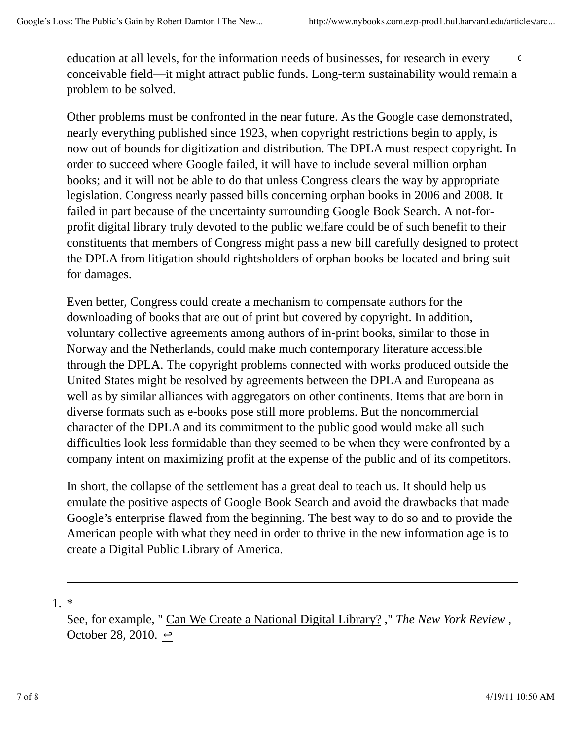education at all levels, for the information needs of businesses, for research in every conceivable field—it might attract public funds. Long-term sustainability would remain a problem to be solved.

Other problems must be confronted in the near future. As the Google case demonstrated, nearly everything published since 1923, when copyright restrictions begin to apply, is now out of bounds for digitization and distribution. The DPLA must respect copyright. In order to succeed where Google failed, it will have to include several million orphan books; and it will not be able to do that unless Congress clears the way by appropriate legislation. Congress nearly passed bills concerning orphan books in 2006 and 2008. It failed in part because of the uncertainty surrounding Google Book Search. A not-for-profit digital library truly devoted to the public welfare could be of such benefit to their constituents that members of Congress might pass a new bill carefully designed to protect the DPLA from litigation should rightsholders of orphan books be located and bring suit for damages.

Even better, Congress could create a mechanism to compensate authors for the downloading of books that are out of print but covered by copyright. In addition, voluntary collective agreements among authors of in-print books, similar to those in Norway and the Netherlands, could make much contemporary literature accessible through the DPLA. The copyright problems connected with works produced outside the United States might be resolved by agreements between the DPLA and Europeana as well as by similar alliances with aggregators on other continents. Items that are born in diverse formats such as e-books pose still more problems. But the noncommercial character of the DPLA and its commitment to the public good would make all such difficulties look less formidable than they seemed to be when they were confronted by a company intent on maximizing profit at the expense of the public and of its competitors.

In short, the collapse of the settlement has a great deal to teach us. It should help us emulate the positive aspects of Google Book Search and avoid the drawbacks that made Google's enterprise flawed from the beginning. The best way to do so and to provide the American people with what they need in order to thrive in the new information age is to create a Digital Public Library of America.

---

1. *
   See, for example, " Can We Create a National Digital Library? ," *The New York Review* , October 28, 2010. ↩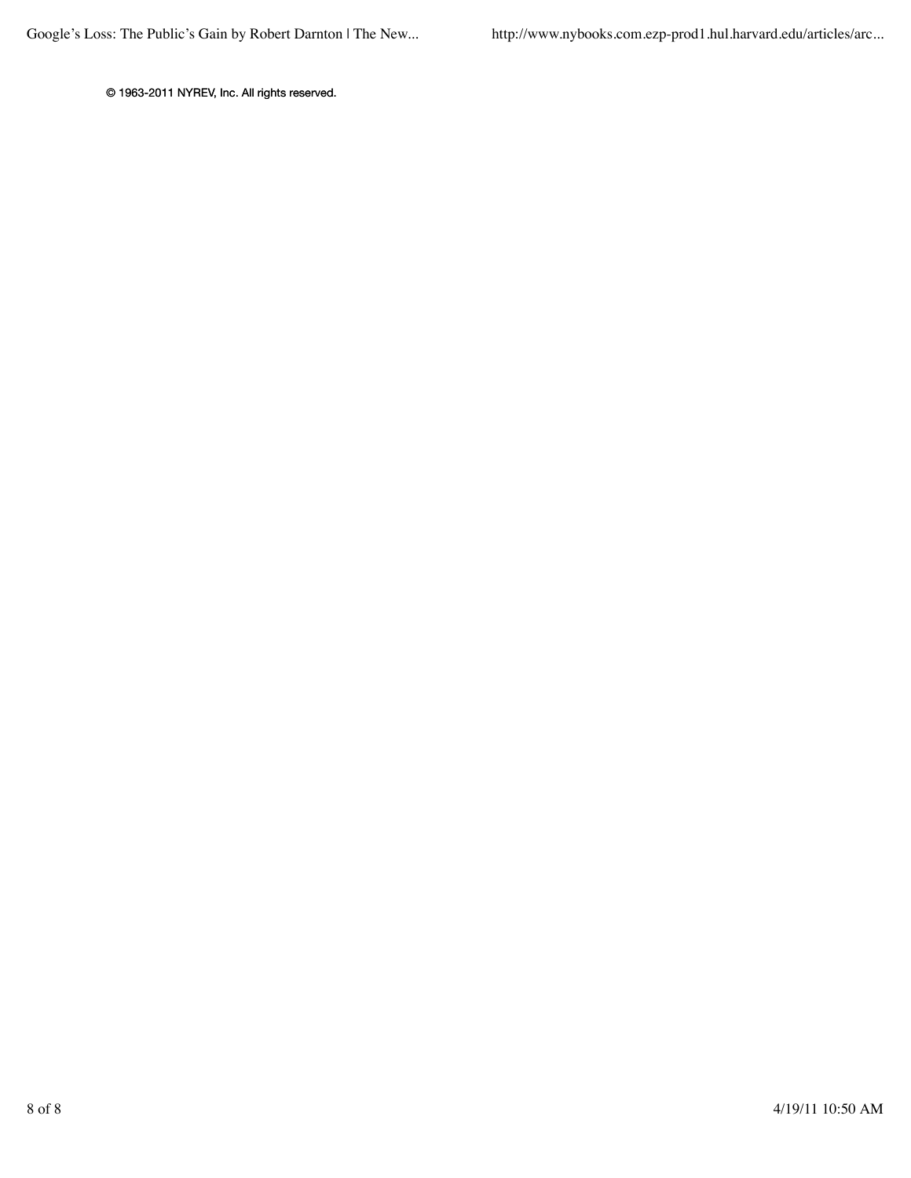© 1963-2011 NYREV, Inc. All rights reserved.